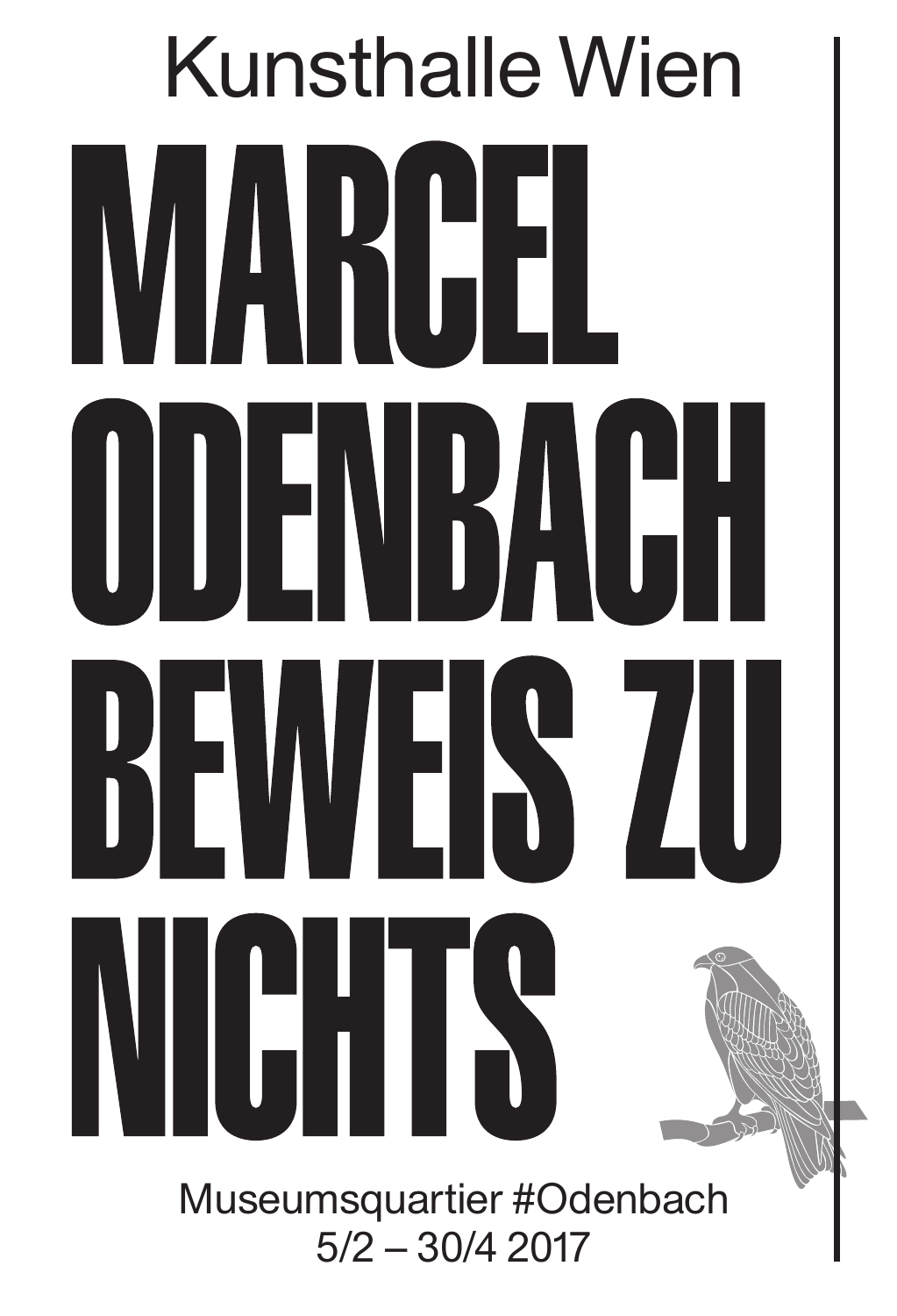Kunsthalle Wien

# MARCEL ODENBACH BEWEIS ZU NICHTS

Museumsquartier #Odenbach
5/2 – 30/4 2017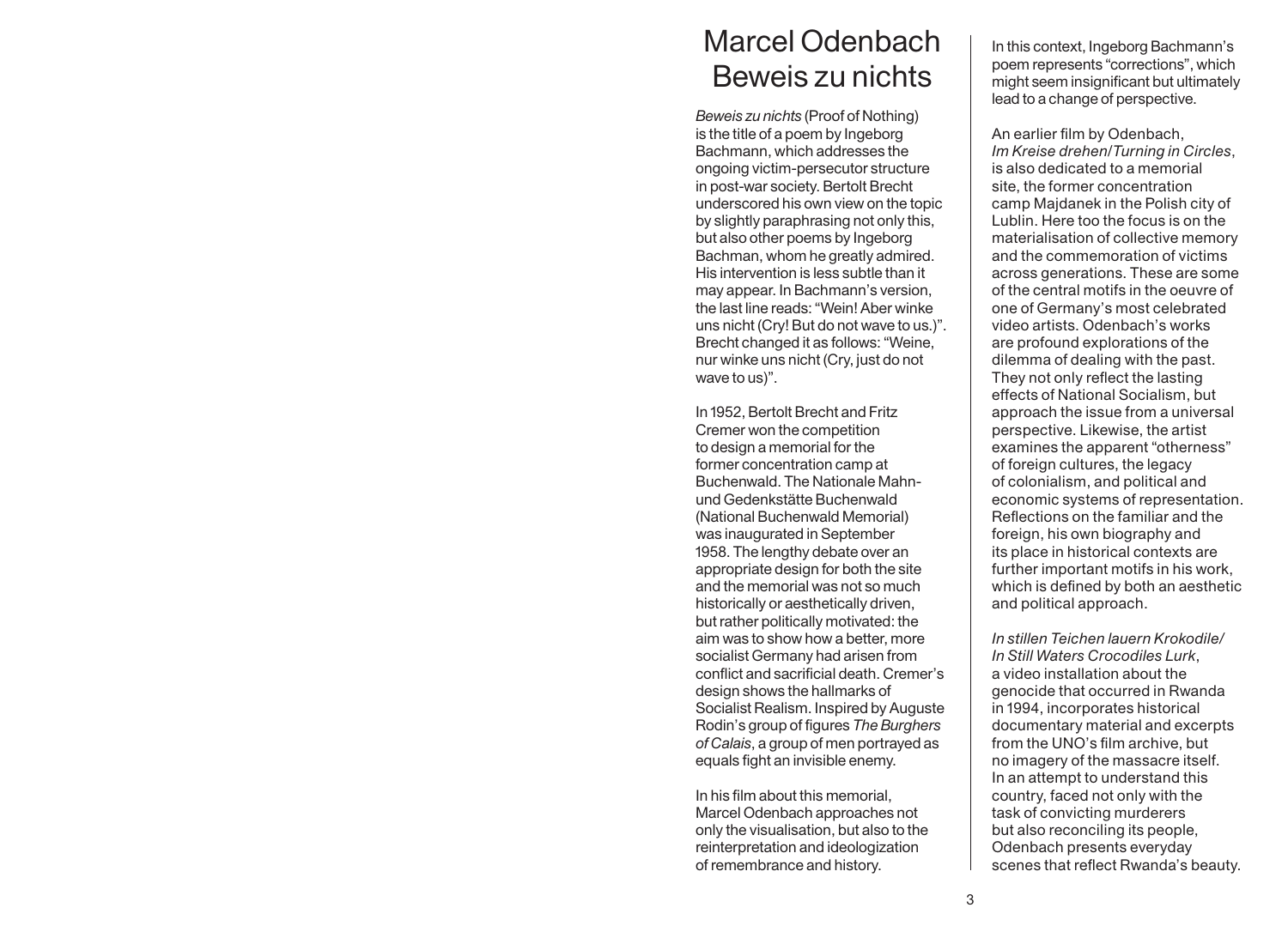# Marcel Odenbach Beweis zu nichts

*Beweis zu nichts* (Proof of Nothing) is the title of a poem by Ingeborg Bachmann, which addresses the ongoing victim-persecutor structure in post-war society. Bertolt Brecht underscored his own view on the topic by slightly paraphrasing not only this, but also other poems by Ingeborg Bachman, whom he greatly admired. His intervention is less subtle than it may appear. In Bachmann's version, the last line reads: "Wein! Aber winke uns nicht (Cry! But do not wave to us.)". Brecht changed it as follows: "Weine, nur winke uns nicht (Cry, just do not wave to us)".

In 1952, Bertolt Brecht and Fritz Cremer won the competition to design a memorial for the former concentration camp at Buchenwald. The Nationale Mahn- und Gedenkstätte Buchenwald (National Buchenwald Memorial) was inaugurated in September 1958. The lengthy debate over an appropriate design for both the site and the memorial was not so much historically or aesthetically driven, but rather politically motivated: the aim was to show how a better, more socialist Germany had arisen from conflict and sacrificial death. Cremer's design shows the hallmarks of Socialist Realism. Inspired by Auguste Rodin's group of figures *The Burghers of Calais*, a group of men portrayed as equals fight an invisible enemy.

In his film about this memorial, Marcel Odenbach approaches not only the visualisation, but also to the reinterpretation and ideologization of remembrance and history.

In this context, Ingeborg Bachmann's poem represents "corrections", which might seem insignificant but ultimately lead to a change of perspective.

An earlier film by Odenbach, *Im Kreise drehen/Turning in Circles*, is also dedicated to a memorial site, the former concentration camp Majdanek in the Polish city of Lublin. Here too the focus is on the materialisation of collective memory and the commemoration of victims across generations. These are some of the central motifs in the oeuvre of one of Germany's most celebrated video artists. Odenbach's works are profound explorations of the dilemma of dealing with the past. They not only reflect the lasting effects of National Socialism, but approach the issue from a universal perspective. Likewise, the artist examines the apparent "otherness" of foreign cultures, the legacy of colonialism, and political and economic systems of representation. Reflections on the familiar and the foreign, his own biography and its place in historical contexts are further important motifs in his work, which is defined by both an aesthetic and political approach.

*In stillen Teichen lauern Krokodile/ In Still Waters Crocodiles Lurk*, a video installation about the genocide that occurred in Rwanda in 1994, incorporates historical documentary material and excerpts from the UNO's film archive, but no imagery of the massacre itself. In an attempt to understand this country, faced not only with the task of convicting murderers but also reconciling its people, Odenbach presents everyday scenes that reflect Rwanda's beauty.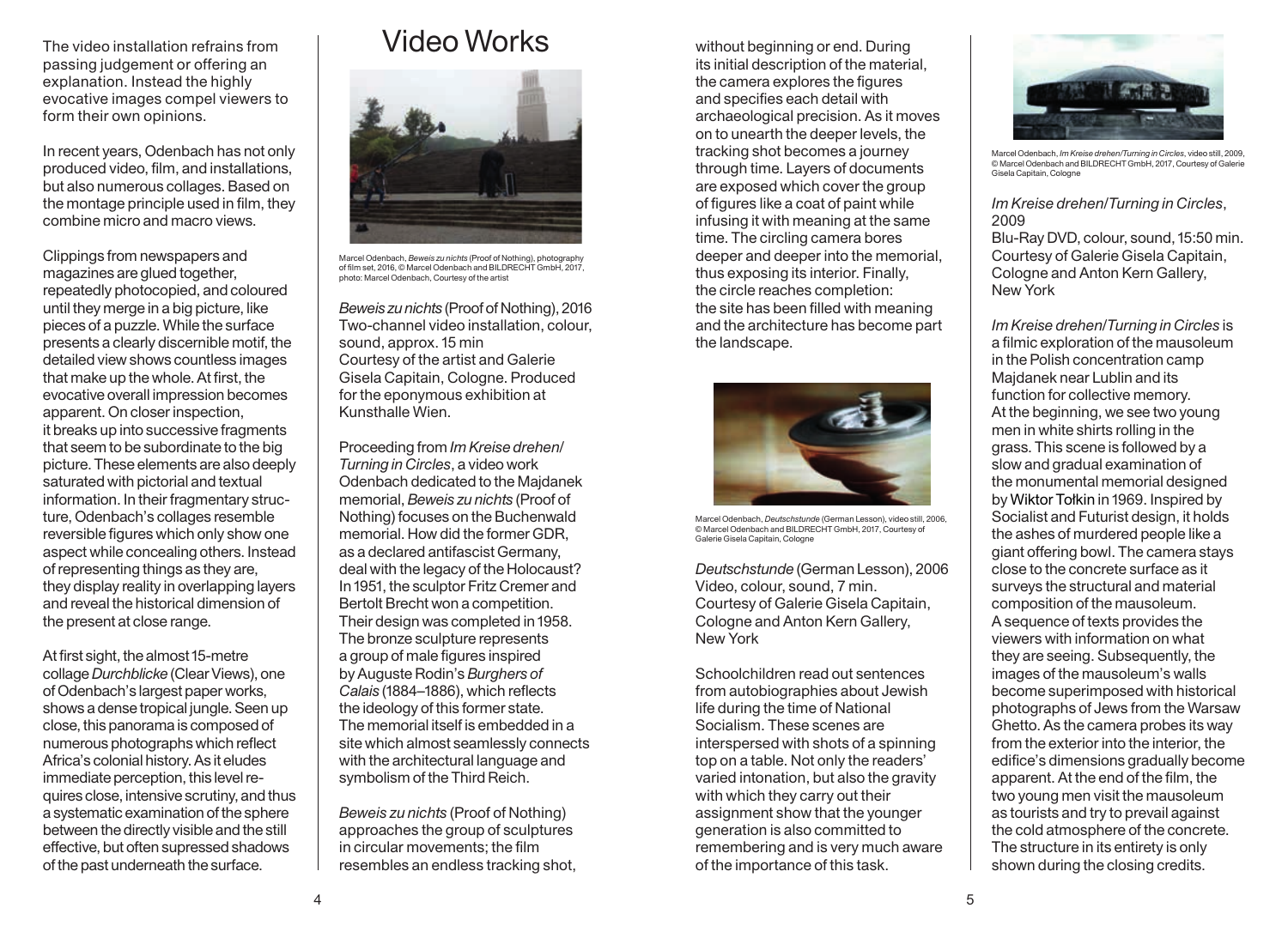The video installation refrains from passing judgement or offering an explanation. Instead the highly evocative images compel viewers to form their own opinions.

In recent years, Odenbach has not only produced video, film, and installations, but also numerous collages. Based on the montage principle used in film, they combine micro and macro views.

Clippings from newspapers and magazines are glued together, repeatedly photocopied, and coloured until they merge in a big picture, like pieces of a puzzle. While the surface presents a clearly discernible motif, the detailed view shows countless images that make up the whole. At first, the evocative overall impression becomes apparent. On closer inspection, it breaks up into successive fragments that seem to be subordinate to the big picture. These elements are also deeply saturated with pictorial and textual information. In their fragmentary structure, Odenbach's collages resemble reversible figures which only show one aspect while concealing others. Instead of representing things as they are, they display reality in overlapping layers and reveal the historical dimension of the present at close range.

At first sight, the almost 15-metre collage *Durchblicke* (Clear Views), one of Odenbach's largest paper works, shows a dense tropical jungle. Seen up close, this panorama is composed of numerous photographs which reflect Africa's colonial history. As it eludes immediate perception, this level requires close, intensive scrutiny, and thus a systematic examination of the sphere between the directly visible and the still effective, but often supressed shadows of the past underneath the surface.

# Video Works

Marcel Odenbach, *Beweis zu nichts* (Proof of Nothing), photography of film set, 2016, © Marcel Odenbach and BILDRECHT GmbH, 2017, photo: Marcel Odenbach, Courtesy of the artist

*Beweis zu nichts* (Proof of Nothing), 2016
Two-channel video installation, colour, sound, approx. 15 min
Courtesy of the artist and Galerie Gisela Capitain, Cologne. Produced for the eponymous exhibition at Kunsthalle Wien.

Proceeding from *Im Kreise drehen*/*Turning in Circles*, a video work Odenbach dedicated to the Majdanek memorial, *Beweis zu nichts* (Proof of Nothing) focuses on the Buchenwald memorial. How did the former GDR, as a declared antifascist Germany, deal with the legacy of the Holocaust? In 1951, the sculptor Fritz Cremer and Bertolt Brecht won a competition. Their design was completed in 1958. The bronze sculpture represents a group of male figures inspired by Auguste Rodin's *Burghers of Calais* (1884–1886), which reflects the ideology of this former state. The memorial itself is embedded in a site which almost seamlessly connects with the architectural language and symbolism of the Third Reich.

*Beweis zu nichts* (Proof of Nothing) approaches the group of sculptures in circular movements; the film resembles an endless tracking shot, without beginning or end. During its initial description of the material, the camera explores the figures and specifies each detail with archaeological precision. As it moves on to unearth the deeper levels, the tracking shot becomes a journey through time. Layers of documents are exposed which cover the group of figures like a coat of paint while infusing it with meaning at the same time. The circling camera bores deeper and deeper into the memorial, thus exposing its interior. Finally, the circle reaches completion: the site has been filled with meaning and the architecture has become part the landscape.

Marcel Odenbach, *Deutschstunde* (German Lesson), video still, 2006, © Marcel Odenbach and BILDRECHT GmbH, 2017, Courtesy of Galerie Gisela Capitain, Cologne

*Deutschstunde* (German Lesson), 2006
Video, colour, sound, 7 min.
Courtesy of Galerie Gisela Capitain, Cologne and Anton Kern Gallery, New York

Schoolchildren read out sentences from autobiographies about Jewish life during the time of National Socialism. These scenes are interspersed with shots of a spinning top on a table. Not only the readers' varied intonation, but also the gravity with which they carry out their assignment show that the younger generation is also committed to remembering and is very much aware of the importance of this task.

Marcel Odenbach, *Im Kreise drehen/Turning in Circles*, video still, 2009, © Marcel Odenbach and BILDRECHT GmbH, 2017, Courtesy of Galerie Gisela Capitain, Cologne

*Im Kreise drehen*/*Turning in Circles*, 2009
Blu-Ray DVD, colour, sound, 15:50 min.
Courtesy of Galerie Gisela Capitain, Cologne and Anton Kern Gallery, New York

*Im Kreise drehen*/*Turning in Circles* is a filmic exploration of the mausoleum in the Polish concentration camp Majdanek near Lublin and its function for collective memory. At the beginning, we see two young men in white shirts rolling in the grass. This scene is followed by a slow and gradual examination of the monumental memorial designed by Wiktor Tołkin in 1969. Inspired by Socialist and Futurist design, it holds the ashes of murdered people like a giant offering bowl. The camera stays close to the concrete surface as it surveys the structural and material composition of the mausoleum. A sequence of texts provides the viewers with information on what they are seeing. Subsequently, the images of the mausoleum's walls become superimposed with historical photographs of Jews from the Warsaw Ghetto. As the camera probes its way from the exterior into the interior, the edifice's dimensions gradually become apparent. At the end of the film, the two young men visit the mausoleum as tourists and try to prevail against the cold atmosphere of the concrete. The structure in its entirety is only shown during the closing credits.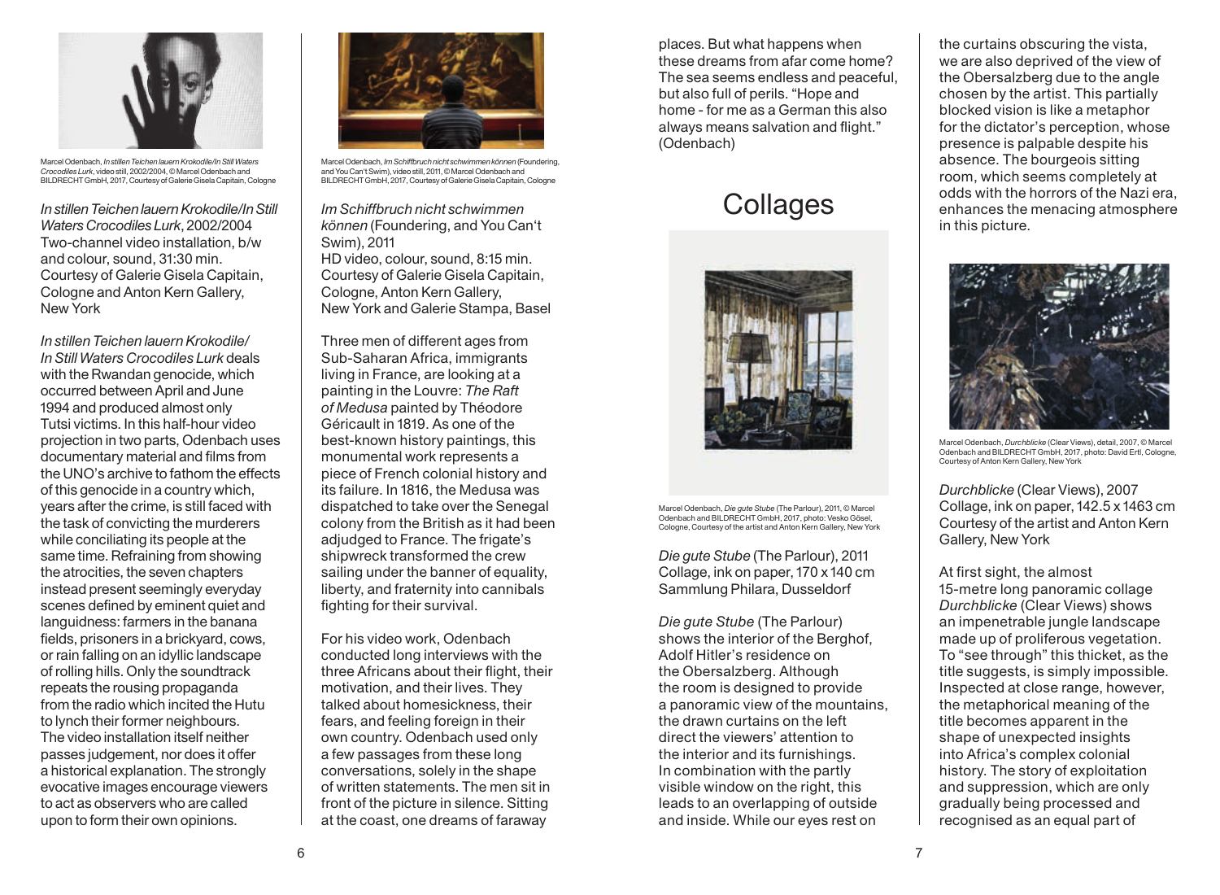Marcel Odenbach, *In stillen Teichen lauern Krokodile/In Still Waters Crocodiles Lurk*, video still, 2002/2004, © Marcel Odenbach and BILDRECHT GmbH, 2017, Courtesy of Galerie Gisela Capitain, Cologne

*In stillen Teichen lauern Krokodile/In Still Waters Crocodiles Lurk*, 2002/2004
Two-channel video installation, b/w and colour, sound, 31:30 min.
Courtesy of Galerie Gisela Capitain, Cologne and Anton Kern Gallery, New York

*In stillen Teichen lauern Krokodile/ In Still Waters Crocodiles Lurk* deals with the Rwandan genocide, which occurred between April and June 1994 and produced almost only Tutsi victims. In this half-hour video projection in two parts, Odenbach uses documentary material and films from the UNO's archive to fathom the effects of this genocide in a country which, years after the crime, is still faced with the task of convicting the murderers while conciliating its people at the same time. Refraining from showing the atrocities, the seven chapters instead present seemingly everyday scenes defined by eminent quiet and languidness: farmers in the banana fields, prisoners in a brickyard, cows, or rain falling on an idyllic landscape of rolling hills. Only the soundtrack repeats the rousing propaganda from the radio which incited the Hutu to lynch their former neighbours. The video installation itself neither passes judgement, nor does it offer a historical explanation. The strongly evocative images encourage viewers to act as observers who are called upon to form their own opinions.

Marcel Odenbach, *Im Schiffbruch nicht schwimmen können* (Foundering, and You Can't Swim), video still, 2011, © Marcel Odenbach and BILDRECHT GmbH, 2017, Courtesy of Galerie Gisela Capitain, Cologne

*Im Schiffbruch nicht schwimmen können* (Foundering, and You Can't Swim), 2011
HD video, colour, sound, 8:15 min.
Courtesy of Galerie Gisela Capitain, Cologne, Anton Kern Gallery, New York and Galerie Stampa, Basel

Three men of different ages from Sub-Saharan Africa, immigrants living in France, are looking at a painting in the Louvre: *The Raft of Medusa* painted by Théodore Géricault in 1819. As one of the best-known history paintings, this monumental work represents a piece of French colonial history and its failure. In 1816, the Medusa was dispatched to take over the Senegal colony from the British as it had been adjudged to France. The frigate's shipwreck transformed the crew sailing under the banner of equality, liberty, and fraternity into cannibals fighting for their survival.

For his video work, Odenbach conducted long interviews with the three Africans about their flight, their motivation, and their lives. They talked about homesickness, their fears, and feeling foreign in their own country. Odenbach used only a few passages from these long conversations, solely in the shape of written statements. The men sit in front of the picture in silence. Sitting at the coast, one dreams of faraway places. But what happens when these dreams from afar come home? The sea seems endless and peaceful, but also full of perils. "Hope and home - for me as a German this also always means salvation and flight." (Odenbach)

## Collages

Marcel Odenbach, *Die gute Stube* (The Parlour), 2011, © Marcel Odenbach and BILDRECHT GmbH, 2017, photo: Vesko Gösel, Cologne, Courtesy of the artist and Anton Kern Gallery, New York

*Die gute Stube* (The Parlour), 2011
Collage, ink on paper, 170 x 140 cm
Sammlung Philara, Dusseldorf

*Die gute Stube* (The Parlour) shows the interior of the Berghof, Adolf Hitler's residence on the Obersalzberg. Although the room is designed to provide a panoramic view of the mountains, the drawn curtains on the left direct the viewers' attention to the interior and its furnishings. In combination with the partly visible window on the right, this leads to an overlapping of outside and inside. While our eyes rest on the curtains obscuring the vista, we are also deprived of the view of the Obersalzberg due to the angle chosen by the artist. This partially blocked vision is like a metaphor for the dictator's perception, whose presence is palpable despite his absence. The bourgeois sitting room, which seems completely at odds with the horrors of the Nazi era, enhances the menacing atmosphere in this picture.

Marcel Odenbach, *Durchblicke* (Clear Views), detail, 2007, © Marcel Odenbach and BILDRECHT GmbH, 2017, photo: David Ertl, Cologne, Courtesy of Anton Kern Gallery, New York

*Durchblicke* (Clear Views), 2007
Collage, ink on paper, 142.5 x 1463 cm
Courtesy of the artist and Anton Kern Gallery, New York

At first sight, the almost 15-metre long panoramic collage *Durchblicke* (Clear Views) shows an impenetrable jungle landscape made up of proliferous vegetation. To "see through" this thicket, as the title suggests, is simply impossible. Inspected at close range, however, the metaphorical meaning of the title becomes apparent in the shape of unexpected insights into Africa's complex colonial history. The story of exploitation and suppression, which are only gradually being processed and recognised as an equal part of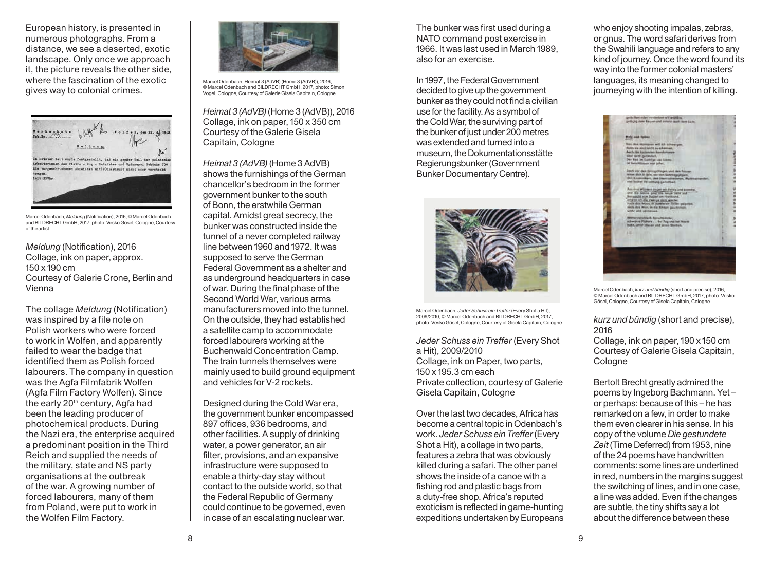European history, is presented in numerous photographs. From a distance, we see a deserted, exotic landscape. Only once we approach it, the picture reveals the other side, where the fascination of the exotic gives way to colonial crimes.

Marcel Odenbach, *Meldung* (Notification), 2016, © Marcel Odenbach and BILDRECHT GmbH, 2017, photo: Vesko Gösel, Cologne, Courtesy of the artist

*Meldung* (Notification), 2016
Collage, ink on paper, approx. 150 x 190 cm
Courtesy of Galerie Crone, Berlin and Vienna

The collage *Meldung* (Notification) was inspired by a file note on Polish workers who were forced to work in Wolfen, and apparently failed to wear the badge that identified them as Polish forced labourers. The company in question was the Agfa Filmfabrik Wolfen (Agfa Film Factory Wolfen). Since the early 20th century, Agfa had been the leading producer of photochemical products. During the Nazi era, the enterprise acquired a predominant position in the Third Reich and supplied the needs of the military, state and NS party organisations at the outbreak of the war. A growing number of forced labourers, many of them from Poland, were put to work in the Wolfen Film Factory.

Marcel Odenbach, Heimat 3 (AdVB) (Home 3 (AdVB)), 2016, © Marcel Odenbach and BILDRECHT GmbH, 2017, photo: Simon Vogel, Cologne, Courtesy of Galerie Gisela Capitain, Cologne

*Heimat 3 (AdVB)* (Home 3 (AdVB)), 2016
Collage, ink on paper, 150 x 350 cm
Courtesy of the Galerie Gisela Capitain, Cologne

*Heimat 3 (AdVB)* (Home 3 AdVB) shows the furnishings of the German chancellor's bedroom in the former government bunker to the south of Bonn, the erstwhile German capital. Amidst great secrecy, the bunker was constructed inside the tunnel of a never completed railway line between 1960 and 1972. It was supposed to serve the German Federal Government as a shelter and as underground headquarters in case of war. During the final phase of the Second World War, various arms manufacturers moved into the tunnel. On the outside, they had established a satellite camp to accommodate forced labourers working at the Buchenwald Concentration Camp. The train tunnels themselves were mainly used to build ground equipment and vehicles for V-2 rockets.

Designed during the Cold War era, the government bunker encompassed 897 offices, 936 bedrooms, and other facilities. A supply of drinking water, a power generator, an air filter, provisions, and an expansive infrastructure were supposed to enable a thirty-day stay without contact to the outside world, so that the Federal Republic of Germany could continue to be governed, even in case of an escalating nuclear war.

The bunker was first used during a NATO command post exercise in 1966. It was last used in March 1989, also for an exercise.

In 1997, the Federal Government decided to give up the government bunker as they could not find a civilian use for the facility. As a symbol of the Cold War, the surviving part of the bunker of just under 200 metres was extended and turned into a museum, the Dokumentationsstätte Regierungsbunker (Government Bunker Documentary Centre).

Marcel Odenbach, *Jeder Schuss ein Treffer* (Every Shot a Hit), 2009/2010, © Marcel Odenbach and BILDRECHT GmbH, 2017, photo: Vesko Gösel, Cologne, Courtesy of Gisela Capitain, Cologne

*Jeder Schuss ein Treffer* (Every Shot a Hit), 2009/2010
Collage, ink on Paper, two parts, 150 x 195.3 cm each
Private collection, courtesy of Galerie Gisela Capitain, Cologne

Over the last two decades, Africa has become a central topic in Odenbach's work. *Jeder Schuss ein Treffer* (Every Shot a Hit), a collage in two parts, features a zebra that was obviously killed during a safari. The other panel shows the inside of a canoe with a fishing rod and plastic bags from a duty-free shop. Africa's reputed exoticism is reflected in game-hunting expeditions undertaken by Europeans who enjoy shooting impalas, zebras, or gnus. The word safari derives from the Swahili language and refers to any kind of journey. Once the word found its way into the former colonial masters' languages, its meaning changed to journeying with the intention of killing.

Marcel Odenbach, *kurz und bündig* (short and precise), 2016, © Marcel Odenbach and BILDRECHT GmbH, 2017, photo: Vesko Gösel, Cologne, Courtesy of Gisela Capitain, Cologne

*kurz und bündig* (short and precise), 2016
Collage, ink on paper, 190 x 150 cm
Courtesy of Galerie Gisela Capitain, Cologne

Bertolt Brecht greatly admired the poems by Ingeborg Bachmann. Yet – or perhaps: because of this – he has remarked on a few, in order to make them even clearer in his sense. In his copy of the volume *Die gestundete Zeit* (Time Deferred) from 1953, nine of the 24 poems have handwritten comments: some lines are underlined in red, numbers in the margins suggest the switching of lines, and in one case, a line was added. Even if the changes are subtle, the tiny shifts say a lot about the difference between these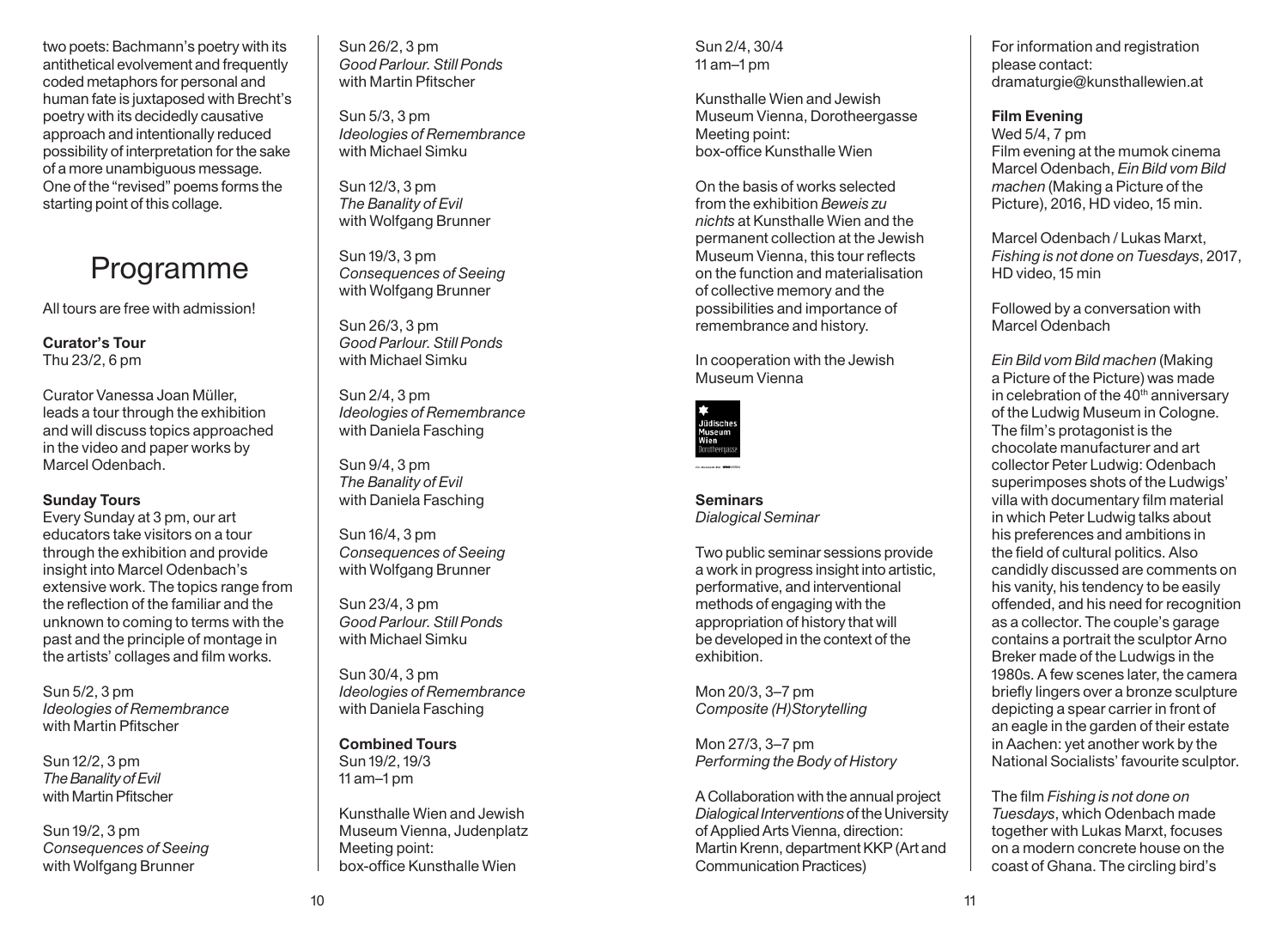two poets: Bachmann's poetry with its antithetical evolvement and frequently coded metaphors for personal and human fate is juxtaposed with Brecht's poetry with its decidedly causative approach and intentionally reduced possibility of interpretation for the sake of a more unambiguous message. One of the "revised" poems forms the starting point of this collage.

# Programme

All tours are free with admission!

**Curator's Tour**
Thu 23/2, 6 pm

Curator Vanessa Joan Müller, leads a tour through the exhibition and will discuss topics approached in the video and paper works by Marcel Odenbach.

**Sunday Tours**
Every Sunday at 3 pm, our art educators take visitors on a tour through the exhibition and provide insight into Marcel Odenbach's extensive work. The topics range from the reflection of the familiar and the unknown to coming to terms with the past and the principle of montage in the artists' collages and film works.

Sun 5/2, 3 pm
*Ideologies of Remembrance*
with Martin Pfitscher

Sun 12/2, 3 pm
*The Banality of Evil*
with Martin Pfitscher

Sun 19/2, 3 pm
*Consequences of Seeing*
with Wolfgang Brunner

Sun 26/2, 3 pm
*Good Parlour. Still Ponds*
with Martin Pfitscher

Sun 5/3, 3 pm
*Ideologies of Remembrance*
with Michael Simku

Sun 12/3, 3 pm
*The Banality of Evil*
with Wolfgang Brunner

Sun 19/3, 3 pm
*Consequences of Seeing*
with Wolfgang Brunner

Sun 26/3, 3 pm
*Good Parlour. Still Ponds*
with Michael Simku

Sun 2/4, 3 pm
*Ideologies of Remembrance*
with Daniela Fasching

Sun 9/4, 3 pm
*The Banality of Evil*
with Daniela Fasching

Sun 16/4, 3 pm
*Consequences of Seeing*
with Wolfgang Brunner

Sun 23/4, 3 pm
*Good Parlour. Still Ponds*
with Michael Simku

Sun 30/4, 3 pm
*Ideologies of Remembrance*
with Daniela Fasching

**Combined Tours**
Sun 19/2, 19/3
11 am–1 pm

Kunsthalle Wien and Jewish Museum Vienna, Judenplatz
Meeting point:
box-office Kunsthalle Wien

Sun 2/4, 30/4
11 am–1 pm

Kunsthalle Wien and Jewish Museum Vienna, Dorotheergasse
Meeting point:
box-office Kunsthalle Wien

On the basis of works selected from the exhibition *Beweis zu nichts* at Kunsthalle Wien and the permanent collection at the Jewish Museum Vienna, this tour reflects on the function and materialisation of collective memory and the possibilities and importance of remembrance and history.

In cooperation with the Jewish Museum Vienna

Jüdisches Museum Wien Dorotheergasse

**Seminars**
*Dialogical Seminar*

Two public seminar sessions provide a work in progress insight into artistic, performative, and interventional methods of engaging with the appropriation of history that will be developed in the context of the exhibition.

Mon 20/3, 3–7 pm
*Composite (H)Storytelling*

Mon 27/3, 3–7 pm
*Performing the Body of History*

A Collaboration with the annual project *Dialogical Interventions* of the University of Applied Arts Vienna, direction: Martin Krenn, department KKP (Art and Communication Practices)

For information and registration please contact:
dramaturgie@kunsthallewien.at

**Film Evening**
Wed 5/4, 7 pm
Film evening at the mumok cinema
Marcel Odenbach, *Ein Bild vom Bild machen* (Making a Picture of the Picture), 2016, HD video, 15 min.

Marcel Odenbach / Lukas Marxt, *Fishing is not done on Tuesdays*, 2017, HD video, 15 min

Followed by a conversation with Marcel Odenbach

*Ein Bild vom Bild machen* (Making a Picture of the Picture) was made in celebration of the 40th anniversary of the Ludwig Museum in Cologne. The film's protagonist is the chocolate manufacturer and art collector Peter Ludwig: Odenbach superimposes shots of the Ludwigs' villa with documentary film material in which Peter Ludwig talks about his preferences and ambitions in the field of cultural politics. Also candidly discussed are comments on his vanity, his tendency to be easily offended, and his need for recognition as a collector. The couple's garage contains a portrait the sculptor Arno Breker made of the Ludwigs in the 1980s. A few scenes later, the camera briefly lingers over a bronze sculpture depicting a spear carrier in front of an eagle in the garden of their estate in Aachen: yet another work by the National Socialists' favourite sculptor.

The film *Fishing is not done on Tuesdays*, which Odenbach made together with Lukas Marxt, focuses on a modern concrete house on the coast of Ghana. The circling bird's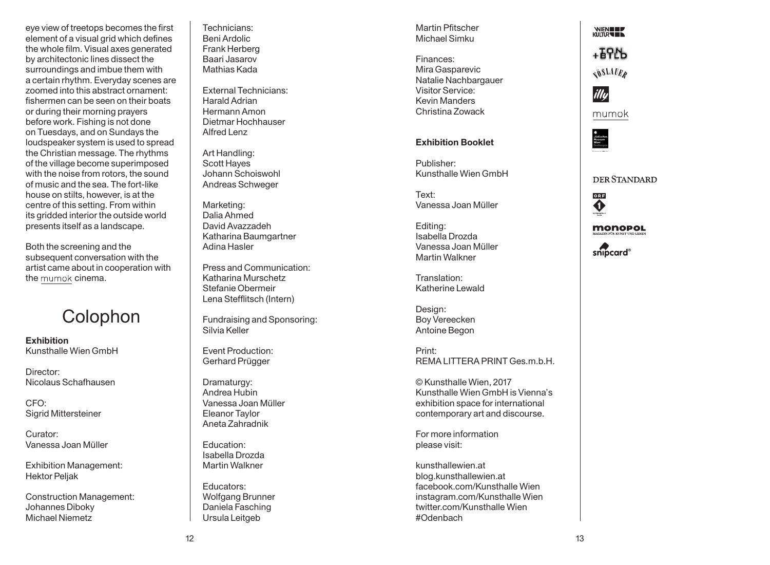eye view of treetops becomes the first element of a visual grid which defines the whole film. Visual axes generated by architectonic lines dissect the surroundings and imbue them with a certain rhythm. Everyday scenes are zoomed into this abstract ornament: fishermen can be seen on their boats or during their morning prayers before work. Fishing is not done on Tuesdays, and on Sundays the loudspeaker system is used to spread the Christian message. The rhythms of the village become superimposed with the noise from rotors, the sound of music and the sea. The fort-like house on stilts, however, is at the centre of this setting. From within its gridded interior the outside world presents itself as a landscape.

Both the screening and the subsequent conversation with the artist came about in cooperation with the mumok cinema.

# Colophon

**Exhibition**
Kunsthalle Wien GmbH

Director:
Nicolaus Schafhausen

CFO:
Sigrid Mittersteiner

Curator:
Vanessa Joan Müller

Exhibition Management:
Hektor Peljak

Construction Management:
Johannes Diboky
Michael Niemetz

Technicians:
Beni Ardolic
Frank Herberg
Baari Jasarov
Mathias Kada

External Technicians:
Harald Adrian
Hermann Amon
Dietmar Hochhauser
Alfred Lenz

Art Handling:
Scott Hayes
Johann Schoiswohl
Andreas Schweger

Marketing:
Dalia Ahmed
David Avazzadeh
Katharina Baumgartner
Adina Hasler

Press and Communication:
Katharina Murschetz
Stefanie Obermeir
Lena Stefflitsch (Intern)

Fundraising and Sponsoring:
Silvia Keller

Event Production:
Gerhard Prügger

Dramaturgy:
Andrea Hubin
Vanessa Joan Müller
Eleanor Taylor
Aneta Zahradnik

Education:
Isabella Drozda
Martin Walkner

Educators:
Wolfgang Brunner
Daniela Fasching
Ursula Leitgeb
Martin Pfitscher
Michael Simku

Finances:
Mira Gasparevic
Natalie Nachbargauer
Visitor Service:
Kevin Manders
Christina Zowack

**Exhibition Booklet**

Publisher:
Kunsthalle Wien GmbH

Text:
Vanessa Joan Müller

Editing:
Isabella Drozda
Vanessa Joan Müller
Martin Walkner

Translation:
Katherine Lewald

Design:
Boy Vereecken
Antoine Begon

Print:
REMA LITTERA PRINT Ges.m.b.H.

© Kunsthalle Wien, 2017
Kunsthalle Wien GmbH is Vienna's exhibition space for international contemporary art and discourse.

For more information please visit:

kunsthallewien.at
blog.kunsthallewien.at
facebook.com/Kunsthalle Wien
instagram.com/Kunsthalle Wien
twitter.com/Kunsthalle Wien
#Odenbach

WIEN KULTUR
TON + BILD
VÖSLAUER
illy
mumok
Jüdisches Museum Wien
DER STANDARD
ORF 1
monopol MAGAZIN FÜR KUNST UND LEBEN
snipcard®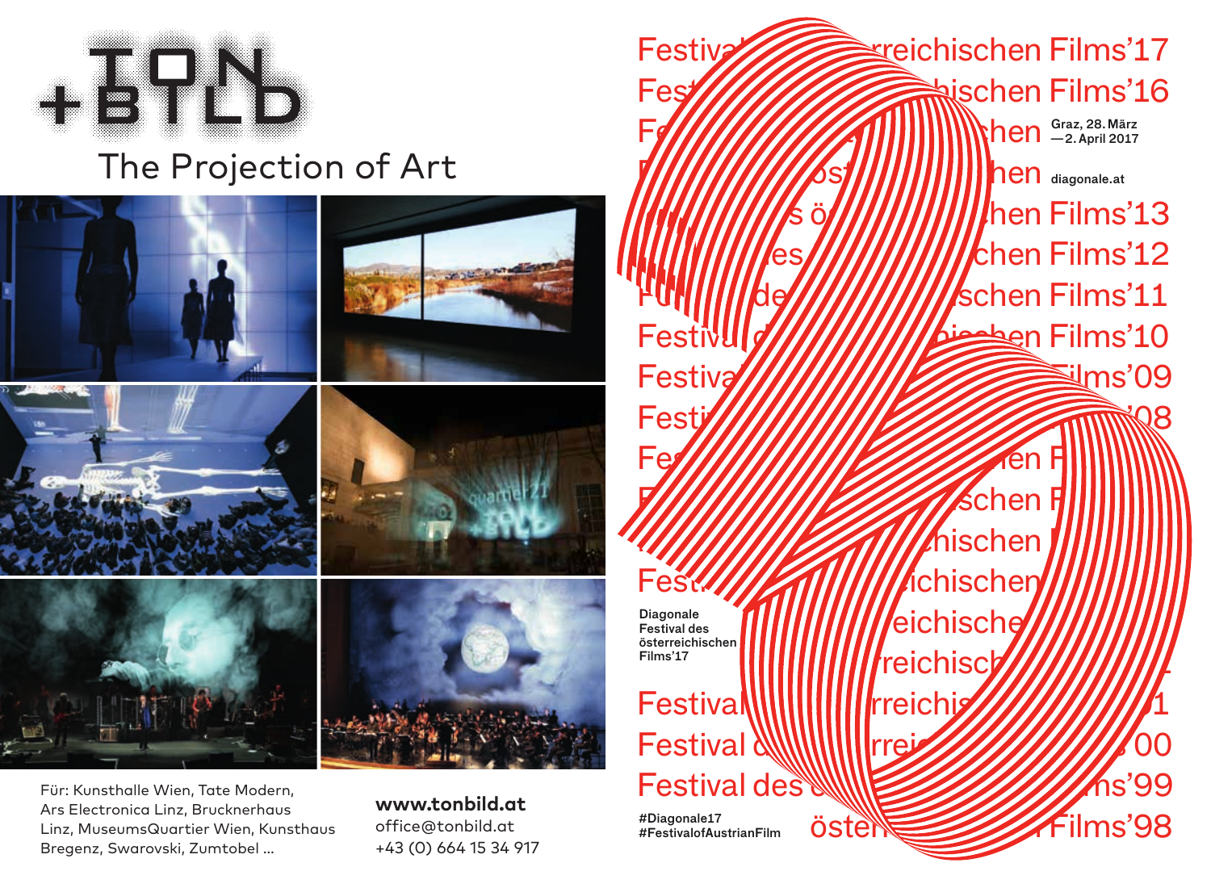# TON +BILD

## The Projection of Art

Für: Kunsthalle Wien, Tate Modern, Ars Electronica Linz, Brucknerhaus Linz, MuseumsQuartier Wien, Kunsthaus Bregenz, Swarovski, Zumtobel ...

**www.tonbild.at**
office@tonbild.at
+43 (0) 664 15 34 917

---

Festival des österreichischen Films'17

Graz, 28. März — 2. April 2017

diagonale.at

Diagonale
Festival des österreichischen Films'17

#Diagonale17
#FestivalofAustrianFilm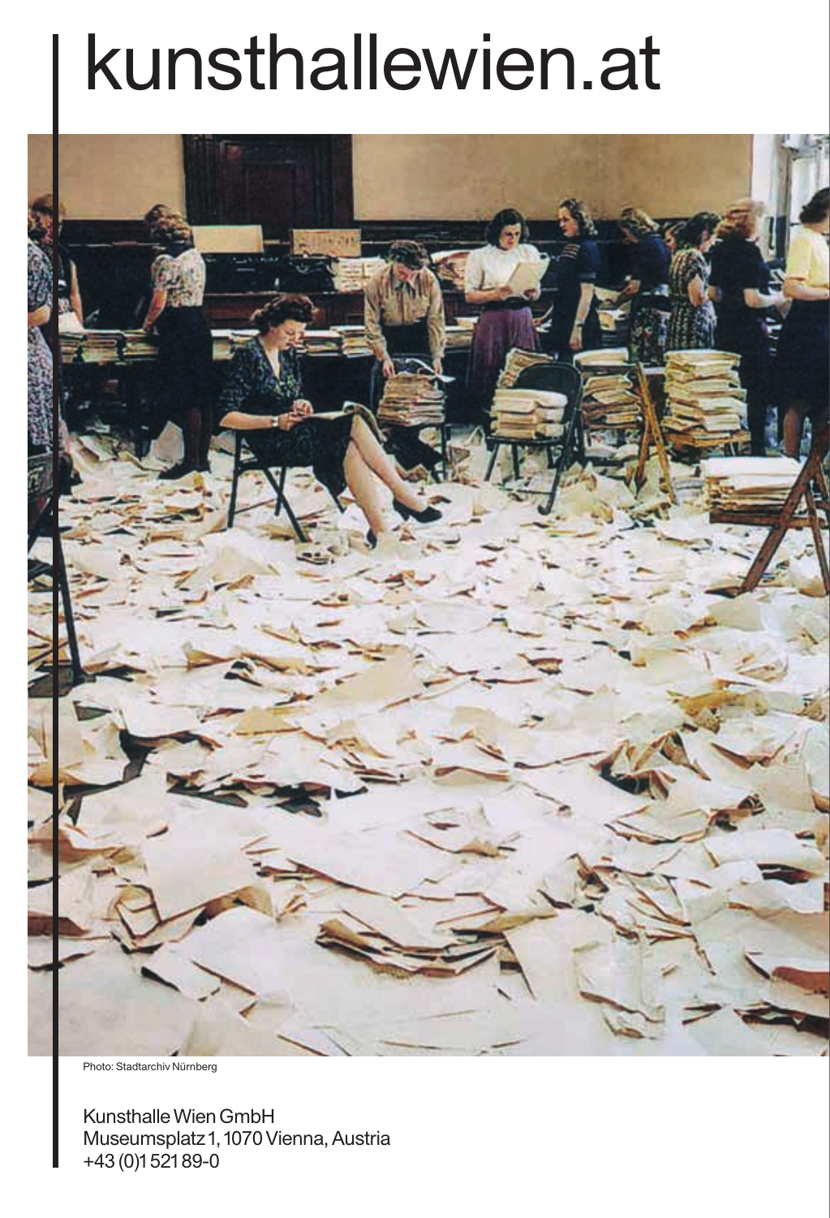# kunsthallewien.at

Photo: Stadtarchiv Nürnberg

Kunsthalle Wien GmbH
Museumsplatz 1, 1070 Vienna, Austria
+43 (0)1 521 89-0